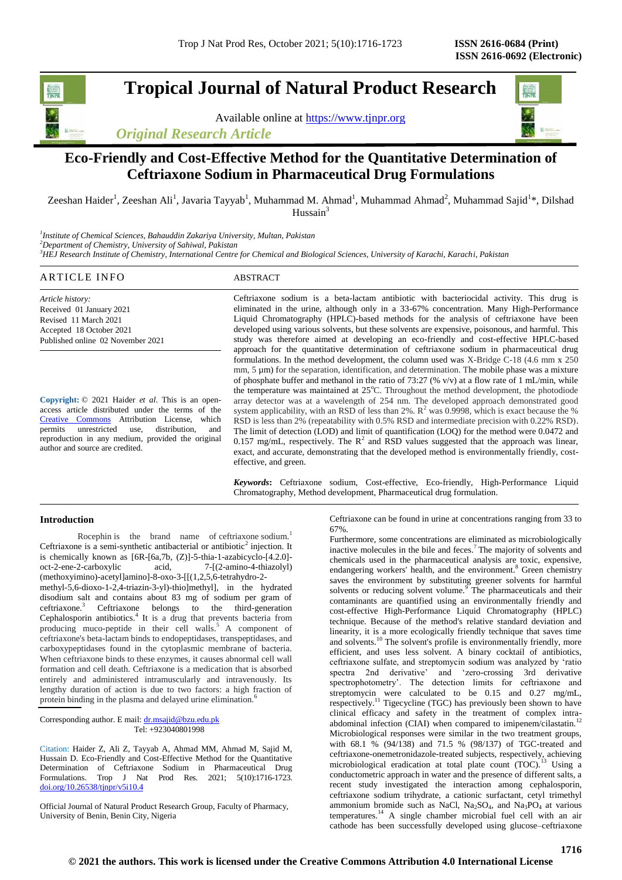# Tropical Journal of Natural Product Research

Available online at https://www.tjnpr.org

*Original Research Article*

## Eco-Friendly and Cost-Effective Method for the Quantitative Determination of Ceftriaxone Sodium in Pharmaceutical Drug Formulations

Zeeshan Haider[1], Zeeshan Ali[1], Javaria Tayyab[1], Muhammad M. Ahmad[1], Muhammad Ahmad[2], Muhammad Sajid[1]*, Dilshad Hussain[3]

[1]*Institute of Chemical Sciences, Bahauddin Zakariya University, Multan, Pakistan*
[2]*Department of Chemistry, University of Sahiwal, Pakistan*
[3]*HEJ Research Institute of Chemistry, International Centre for Chemical and Biological Sciences, University of Karachi, Karachi, Pakistan*

### ARTICLE INFO

*Article history:*
Received 01 January 2021
Revised 11 March 2021
Accepted 18 October 2021
Published online 02 November 2021

**Copyright:** © 2021 Haider *et al*. This is an open-access article distributed under the terms of the Creative Commons Attribution License, which permits unrestricted use, distribution, and reproduction in any medium, provided the original author and source are credited.

### ABSTRACT

Ceftriaxone sodium is a beta-lactam antibiotic with bacteriocidal activity. This drug is eliminated in the urine, although only in a 33-67% concentration. Many High-Performance Liquid Chromatography (HPLC)-based methods for the analysis of ceftriaxone have been developed using various solvents, but these solvents are expensive, poisonous, and harmful. This study was therefore aimed at developing an eco-friendly and cost-effective HPLC-based approach for the quantitative determination of ceftriaxone sodium in pharmaceutical drug formulations. In the method development, the column used was X-Bridge C-18 (4.6 mm x 250 mm, 5 µm) for the separation, identification, and determination. The mobile phase was a mixture of phosphate buffer and methanol in the ratio of 73:27 (% v/v) at a flow rate of 1 mL/min, while the temperature was maintained at 25°C. Throughout the method development, the photodiode array detector was at a wavelength of 254 nm. The developed approach demonstrated good system applicability, with an RSD of less than 2%. $R^2$ was 0.9998, which is exact because the % RSD is less than 2% (repeatability with 0.5% RSD and intermediate precision with 0.22% RSD). The limit of detection (LOD) and limit of quantification (LOQ) for the method were 0.0472 and 0.157 mg/mL, respectively. The $R^2$ and RSD values suggested that the approach was linear, exact, and accurate, demonstrating that the developed method is environmentally friendly, cost-effective, and green.

***Keywords*:** Ceftriaxone sodium, Cost-effective, Eco-friendly, High-Performance Liquid Chromatography, Method development, Pharmaceutical drug formulation.

### Introduction

Rocephin is the brand name of ceftriaxone sodium.[1] Ceftriaxone is a semi-synthetic antibacterial or antibiotic[2] injection. It is chemically known as [6R-[6a,7b, (Z)]-5-thia-1-azabicyclo-[4.2.0]-oct-2-ene-2-carboxylic acid, 7-[(2-amino-4-thiazolyl) (methoxyimino)-acetyl]amino]-8-oxo-3-[[(1,2,5,6-tetrahydro-2-methyl-5,6-dioxo-1-2,4-triazin-3-yl)-thio]methyl], in the hydrated disodium salt and contains about 83 mg of sodium per gram of ceftriaxone.[3] Ceftriaxone belongs to the third-generation Cephalosporin antibiotics.[4] It is a drug that prevents bacteria from producing muco-peptide in their cell walls.[5] A component of ceftriaxone's beta-lactam binds to endopeptidases, transpeptidases, and carboxypeptidases found in the cytoplasmic membrane of bacteria. When ceftriaxone binds to these enzymes, it causes abnormal cell wall formation and cell death. Ceftriaxone is a medication that is absorbed entirely and administered intramuscularly and intravenously. Its lengthy duration of action is due to two factors: a high fraction of protein binding in the plasma and delayed urine elimination.[6] Ceftriaxone can be found in urine at concentrations ranging from 33 to 67%.

Furthermore, some concentrations are eliminated as microbiologically inactive molecules in the bile and feces.[7] The majority of solvents and chemicals used in the pharmaceutical analysis are toxic, expensive, endangering workers' health, and the environment.[8] Green chemistry saves the environment by substituting greener solvents for harmful solvents or reducing solvent volume.[9] The pharmaceuticals and their contaminants are quantified using an environmentally friendly and cost-effective High-Performance Liquid Chromatography (HPLC) technique. Because of the method's relative standard deviation and linearity, it is a more ecologically friendly technique that saves time and solvents.[10] The solvent's profile is environmentally friendly, more efficient, and uses less solvent. A binary cocktail of antibiotics, ceftriaxone sulfate, and streptomycin sodium was analyzed by 'ratio spectra 2nd derivative' and 'zero-crossing 3rd derivative spectrophotometry'. The detection limits for ceftriaxone and streptomycin were calculated to be 0.15 and 0.27 mg/mL, respectively.[11] Tigecycline (TGC) has previously been shown to have clinical efficacy and safety in the treatment of complex intra-abdominal infection (CIAI) when compared to imipenem/cilastatin.[12] Microbiological responses were similar in the two treatment groups, with 68.1 % (94/138) and 71.5 % (98/137) of TGC-treated and ceftriaxone-onemetronidazole-treated subjects, respectively, achieving microbiological eradication at total plate count (TOC).[13] Using a conductometric approach in water and the presence of different salts, a recent study investigated the interaction among cephalosporin, ceftriaxone sodium trihydrate, a cationic surfactant, cetyl trimethyl ammonium bromide such as NaCl, $Na_2SO_4$, and $Na_3PO_4$ at various temperatures.[14] A single chamber microbial fuel cell with an air cathode has been successfully developed using glucose–ceftriaxone

Corresponding author. E mail: dr.msajid@bzu.edu.pk
Tel: +923040801998

Citation: Haider Z, Ali Z, Tayyab A, Ahmad MM, Ahmad M, Sajid M, Hussain D. Eco-Friendly and Cost-Effective Method for the Quantitative Determination of Ceftriaxone Sodium in Pharmaceutical Drug Formulations. Trop J Nat Prod Res. 2021; 5(10):1716-1723. doi.org/10.26538/tjnpr/v5i10.4

Official Journal of Natural Product Research Group, Faculty of Pharmacy, University of Benin, Benin City, Nigeria

© 2021 the authors. This work is licensed under the Creative Commons Attribution 4.0 International License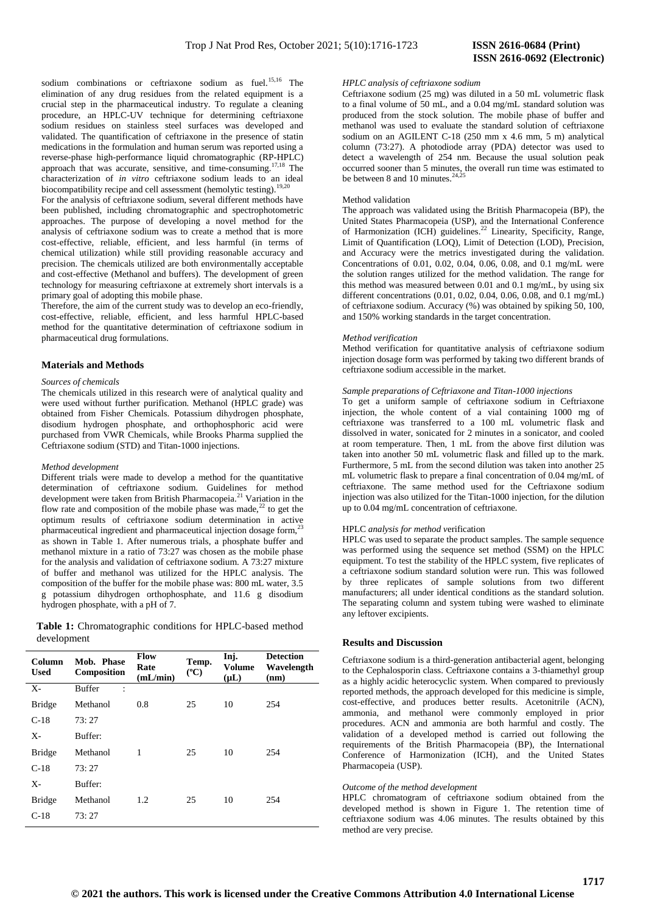sodium combinations or ceftriaxone sodium as fuel.[15,16] The elimination of any drug residues from the related equipment is a crucial step in the pharmaceutical industry. To regulate a cleaning procedure, an HPLC-UV technique for determining ceftriaxone sodium residues on stainless steel surfaces was developed and validated. The quantification of ceftriaxone in the presence of statin medications in the formulation and human serum was reported using a reverse-phase high-performance liquid chromatographic (RP-HPLC) approach that was accurate, sensitive, and time-consuming.[17,18] The characterization of *in vitro* ceftriaxone sodium leads to an ideal biocompatibility recipe and cell assessment (hemolytic testing).[19,20]

For the analysis of ceftriaxone sodium, several different methods have been published, including chromatographic and spectrophotometric approaches. The purpose of developing a novel method for the analysis of ceftriaxone sodium was to create a method that is more cost-effective, reliable, efficient, and less harmful (in terms of chemical utilization) while still providing reasonable accuracy and precision. The chemicals utilized are both environmentally acceptable and cost-effective (Methanol and buffers). The development of green technology for measuring ceftriaxone at extremely short intervals is a primary goal of adopting this mobile phase.

Therefore, the aim of the current study was to develop an eco-friendly, cost-effective, reliable, efficient, and less harmful HPLC-based method for the quantitative determination of ceftriaxone sodium in pharmaceutical drug formulations.

## Materials and Methods

### *Sources of chemicals*

The chemicals utilized in this research were of analytical quality and were used without further purification. Methanol (HPLC grade) was obtained from Fisher Chemicals. Potassium dihydrogen phosphate, disodium hydrogen phosphate, and orthophosphoric acid were purchased from VWR Chemicals, while Brooks Pharma supplied the Ceftriaxone sodium (STD) and Titan-1000 injections.

### *Method development*

Different trials were made to develop a method for the quantitative determination of ceftriaxone sodium. Guidelines for method development were taken from British Pharmacopeia.[21] Variation in the flow rate and composition of the mobile phase was made,[22] to get the optimum results of ceftriaxone sodium determination in active pharmaceutical ingredient and pharmaceutical injection dosage form,[23] as shown in Table 1. After numerous trials, a phosphate buffer and methanol mixture in a ratio of 73:27 was chosen as the mobile phase for the analysis and validation of ceftriaxone sodium. A 73:27 mixture of buffer and methanol was utilized for the HPLC analysis. The composition of the buffer for the mobile phase was: 800 mL water, 3.5 g potassium dihydrogen orthophosphate, and 11.6 g disodium hydrogen phosphate, with a pH of 7.

**Table 1:** Chromatographic conditions for HPLC-based method development

| Column Used | Mob. Phase Composition | Flow Rate (mL/min) | Temp. (ºC) | Inj. Volume (µL) | Detection Wavelength (nm) |
|---|---|---|---|---|---|
| X-Bridge C-18 | Buffer : Methanol 73: 27 | 0.8 | 25 | 10 | 254 |
| X-Bridge C-18 | Buffer: Methanol 73: 27 | 1 | 25 | 10 | 254 |
| X-Bridge C-18 | Buffer: Methanol 73: 27 | 1.2 | 25 | 10 | 254 |

### *HPLC analysis of ceftriaxone sodium*

Ceftriaxone sodium (25 mg) was diluted in a 50 mL volumetric flask to a final volume of 50 mL, and a 0.04 mg/mL standard solution was produced from the stock solution. The mobile phase of buffer and methanol was used to evaluate the standard solution of ceftriaxone sodium on an AGILENT C-18 (250 mm x 4.6 mm, 5 m) analytical column (73:27). A photodiode array (PDA) detector was used to detect a wavelength of 254 nm. Because the usual solution peak occurred sooner than 5 minutes, the overall run time was estimated to be between 8 and 10 minutes.[24,25]

### Method validation

The approach was validated using the British Pharmacopeia (BP), the United States Pharmacopeia (USP), and the International Conference of Harmonization (ICH) guidelines.[22] Linearity, Specificity, Range, Limit of Quantification (LOQ), Limit of Detection (LOD), Precision, and Accuracy were the metrics investigated during the validation. Concentrations of 0.01, 0.02, 0.04, 0.06, 0.08, and 0.1 mg/mL were the solution ranges utilized for the method validation. The range for this method was measured between 0.01 and 0.1 mg/mL, by using six different concentrations (0.01, 0.02, 0.04, 0.06, 0.08, and 0.1 mg/mL) of ceftriaxone sodium. Accuracy (%) was obtained by spiking 50, 100, and 150% working standards in the target concentration.

### *Method verification*

Method verification for quantitative analysis of ceftriaxone sodium injection dosage form was performed by taking two different brands of ceftriaxone sodium accessible in the market.

### *Sample preparations of Ceftriaxone and Titan-1000 injections*

To get a uniform sample of ceftriaxone sodium in Ceftriaxone injection, the whole content of a vial containing 1000 mg of ceftriaxone was transferred to a 100 mL volumetric flask and dissolved in water, sonicated for 2 minutes in a sonicator, and cooled at room temperature. Then, 1 mL from the above first dilution was taken into another 50 mL volumetric flask and filled up to the mark. Furthermore, 5 mL from the second dilution was taken into another 25 mL volumetric flask to prepare a final concentration of 0.04 mg/mL of ceftriaxone. The same method used for the Ceftriaxone sodium injection was also utilized for the Titan-1000 injection, for the dilution up to 0.04 mg/mL concentration of ceftriaxone.

### HPLC *analysis for method v*erification

HPLC was used to separate the product samples. The sample sequence was performed using the sequence set method (SSM) on the HPLC equipment. To test the stability of the HPLC system, five replicates of a ceftriaxone sodium standard solution were run. This was followed by three replicates of sample solutions from two different manufacturers; all under identical conditions as the standard solution. The separating column and system tubing were washed to eliminate any leftover excipients.

## Results and Discussion

Ceftriaxone sodium is a third-generation antibacterial agent, belonging to the Cephalosporin class. Ceftriaxone contains a 3-thiamethyl group as a highly acidic heterocyclic system. When compared to previously reported methods, the approach developed for this medicine is simple, cost-effective, and produces better results. Acetonitrile (ACN), ammonia, and methanol were commonly employed in prior procedures. ACN and ammonia are both harmful and costly. The validation of a developed method is carried out following the requirements of the British Pharmacopeia (BP), the International Conference of Harmonization (ICH), and the United States Pharmacopeia (USP).

### *Outcome of the method development*

HPLC chromatogram of ceftriaxone sodium obtained from the developed method is shown in Figure 1. The retention time of ceftriaxone sodium was 4.06 minutes. The results obtained by this method are very precise.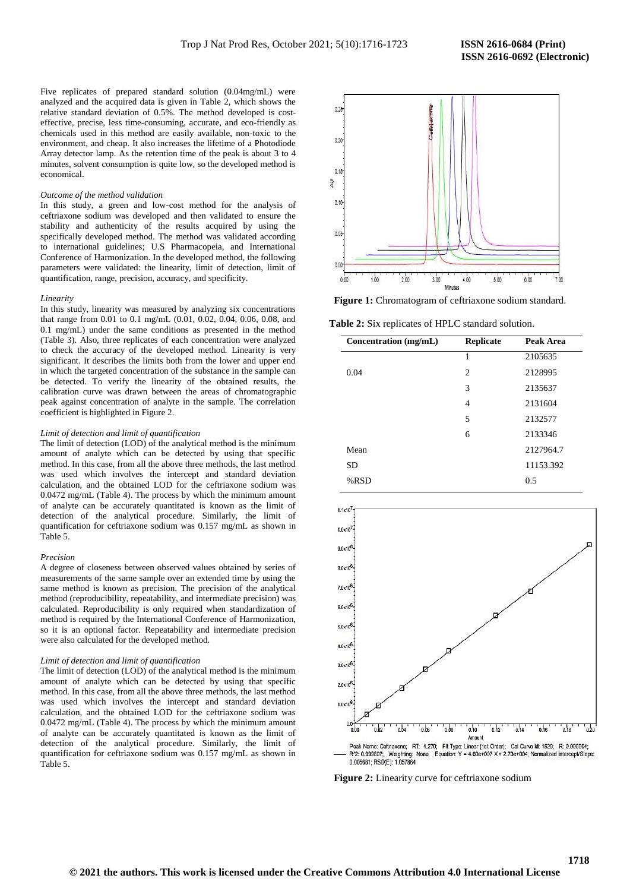Five replicates of prepared standard solution (0.04mg/mL) were analyzed and the acquired data is given in Table 2, which shows the relative standard deviation of 0.5%. The method developed is cost-effective, precise, less time-consuming, accurate, and eco-friendly as chemicals used in this method are easily available, non-toxic to the environment, and cheap. It also increases the lifetime of a Photodiode Array detector lamp. As the retention time of the peak is about 3 to 4 minutes, solvent consumption is quite low, so the developed method is economical.

*Outcome of the method validation*

In this study, a green and low-cost method for the analysis of ceftriaxone sodium was developed and then validated to ensure the stability and authenticity of the results acquired by using the specifically developed method. The method was validated according to international guidelines; U.S Pharmacopeia, and International Conference of Harmonization. In the developed method, the following parameters were validated: the linearity, limit of detection, limit of quantification, range, precision, accuracy, and specificity.

*Linearity*

In this study, linearity was measured by analyzing six concentrations that range from 0.01 to 0.1 mg/mL (0.01, 0.02, 0.04, 0.06, 0.08, and 0.1 mg/mL) under the same conditions as presented in the method (Table 3). Also, three replicates of each concentration were analyzed to check the accuracy of the developed method. Linearity is very significant. It describes the limits both from the lower and upper end in which the targeted concentration of the substance in the sample can be detected. To verify the linearity of the obtained results, the calibration curve was drawn between the areas of chromatographic peak against concentration of analyte in the sample. The correlation coefficient is highlighted in Figure 2.

*Limit of detection and limit of quantification*

The limit of detection (LOD) of the analytical method is the minimum amount of analyte which can be detected by using that specific method. In this case, from all the above three methods, the last method was used which involves the intercept and standard deviation calculation, and the obtained LOD for the ceftriaxone sodium was 0.0472 mg/mL (Table 4). The process by which the minimum amount of analyte can be accurately quantitated is known as the limit of detection of the analytical procedure. Similarly, the limit of quantification for ceftriaxone sodium was 0.157 mg/mL as shown in Table 5.

*Precision*

A degree of closeness between observed values obtained by series of measurements of the same sample over an extended time by using the same method is known as precision. The precision of the analytical method (reproducibility, repeatability, and intermediate precision) was calculated. Reproducibility is only required when standardization of method is required by the International Conference of Harmonization, so it is an optional factor. Repeatability and intermediate precision were also calculated for the developed method.

*Limit of detection and limit of quantification*

The limit of detection (LOD) of the analytical method is the minimum amount of analyte which can be detected by using that specific method. In this case, from all the above three methods, the last method was used which involves the intercept and standard deviation calculation, and the obtained LOD for the ceftriaxone sodium was 0.0472 mg/mL (Table 4). The process by which the minimum amount of analyte can be accurately quantitated is known as the limit of detection of the analytical procedure. Similarly, the limit of quantification for ceftriaxone sodium was 0.157 mg/mL as shown in Table 5.

**Figure 1:** Chromatogram of ceftriaxone sodium standard.

**Table 2:** Six replicates of HPLC standard solution.

| Concentration (mg/mL) | Replicate | Peak Area |
|---|---|---|
| | 1 | 2105635 |
| 0.04 | 2 | 2128995 |
| | 3 | 2135637 |
| | 4 | 2131604 |
| | 5 | 2132577 |
| | 6 | 2133346 |
| Mean | | 2127964.7 |
| SD | | 11153.392 |
| %RSD | | 0.5 |

Peak Name: Ceftriaxone; RT: 4.270; Fit Type: Linear (1st Order); Cal Curve Id: 1529; R: 0.999004; R^2: 0.999807; Weighting: None; Equation: Y = 4.60e+007 X + 2.73e+004; Normalized Intercept/Slope: 0.005681; RSD(E): 1.057864

**Figure 2:** Linearity curve for ceftriaxone sodium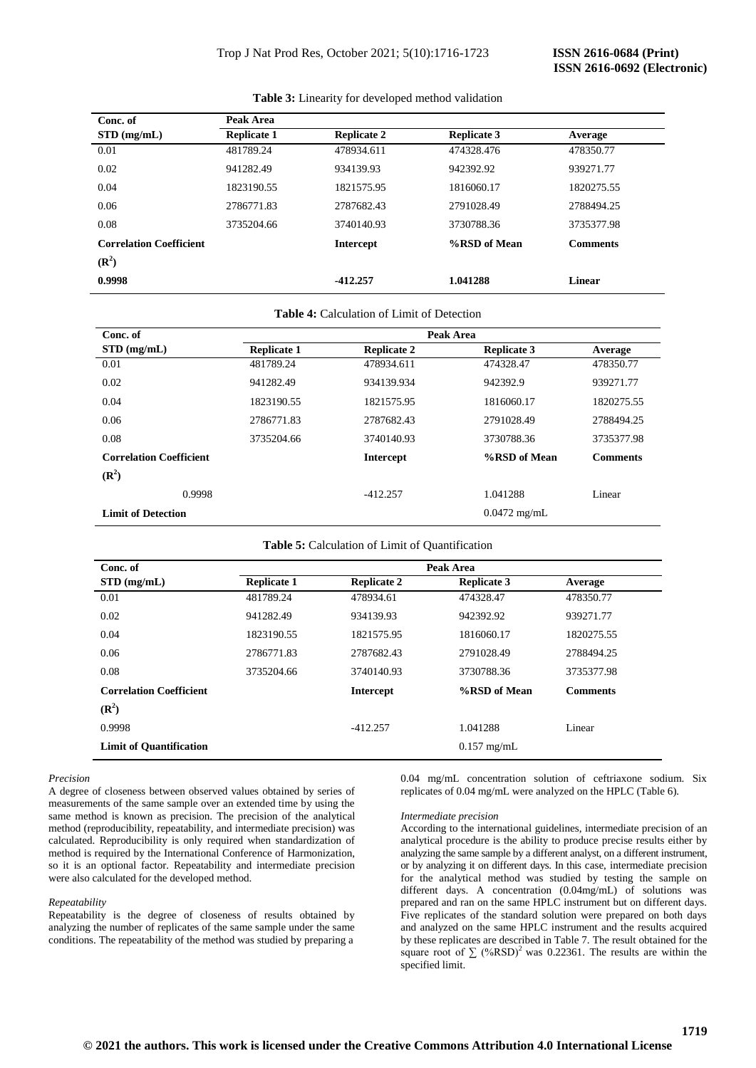**Table 3:** Linearity for developed method validation

| Conc. of STD (mg/mL) | Peak Area Replicate 1 | Replicate 2 | Replicate 3 | Average |
|---|---|---|---|---|
| 0.01 | 481789.24 | 478934.611 | 474328.476 | 478350.77 |
| 0.02 | 941282.49 | 934139.93 | 942392.92 | 939271.77 |
| 0.04 | 1823190.55 | 1821575.95 | 1816060.17 | 1820275.55 |
| 0.06 | 2786771.83 | 2787682.43 | 2791028.49 | 2788494.25 |
| 0.08 | 3735204.66 | 3740140.93 | 3730788.36 | 3735377.98 |
| **Correlation Coefficient ($R^2$)** | | **Intercept** | **%RSD of Mean** | **Comments** |
| **0.9998** | | **-412.257** | **1.041288** | **Linear** |

**Table 4:** Calculation of Limit of Detection

| Conc. of STD (mg/mL) | Peak Area Replicate 1 | Replicate 2 | Replicate 3 | Average |
|---|---|---|---|---|
| 0.01 | 481789.24 | 478934.611 | 474328.47 | 478350.77 |
| 0.02 | 941282.49 | 934139.934 | 942392.9 | 939271.77 |
| 0.04 | 1823190.55 | 1821575.95 | 1816060.17 | 1820275.55 |
| 0.06 | 2786771.83 | 2787682.43 | 2791028.49 | 2788494.25 |
| 0.08 | 3735204.66 | 3740140.93 | 3730788.36 | 3735377.98 |
| **Correlation Coefficient ($R^2$)** | | **Intercept** | **%RSD of Mean** | **Comments** |
| 0.9998 | | -412.257 | 1.041288 | Linear |
| **Limit of Detection** | | | 0.0472 mg/mL | |

**Table 5:** Calculation of Limit of Quantification

| Conc. of STD (mg/mL) | Peak Area Replicate 1 | Replicate 2 | Replicate 3 | Average |
|---|---|---|---|---|
| 0.01 | 481789.24 | 478934.61 | 474328.47 | 478350.77 |
| 0.02 | 941282.49 | 934139.93 | 942392.92 | 939271.77 |
| 0.04 | 1823190.55 | 1821575.95 | 1816060.17 | 1820275.55 |
| 0.06 | 2786771.83 | 2787682.43 | 2791028.49 | 2788494.25 |
| 0.08 | 3735204.66 | 3740140.93 | 3730788.36 | 3735377.98 |
| **Correlation Coefficient ($R^2$)** | | **Intercept** | **%RSD of Mean** | **Comments** |
| 0.9998 | | -412.257 | 1.041288 | Linear |
| **Limit of Quantification** | | | 0.157 mg/mL | |

*Precision*

A degree of closeness between observed values obtained by series of measurements of the same sample over an extended time by using the same method is known as precision. The precision of the analytical method (reproducibility, repeatability, and intermediate precision) was calculated. Reproducibility is the ability to reproduce precise results either by analyzing the same sample by a different analyst, on a different instrument, or by analyzing it on different days. Reproducibility is only required when standardization of method is required by the International Conference of Harmonization, so it is an optional factor. Repeatability and intermediate precision were also calculated for the developed method.

*Repeatability*

Repeatability is the degree of closeness of results obtained by analyzing the number of replicates of the same sample under the same conditions. The repeatability of the method was studied by preparing a 0.04 mg/mL concentration solution of ceftriaxone sodium. Six replicates of 0.04 mg/mL were analyzed on the HPLC (Table 6).

*Intermediate precision*

According to the international guidelines, intermediate precision of an analytical procedure is the ability to produce precise results either by analyzing the same sample by a different analyst, on a different instrument, or by analyzing it on different days. In this case, intermediate precision for the analytical method was studied by testing the sample on different days. A concentration (0.04mg/mL) of solutions was prepared and ran on the same HPLC instrument but on different days. Five replicates of the standard solution were prepared on both days and analyzed on the same HPLC instrument and the results acquired by these replicates are described in Table 7. The result obtained for the square root of $\sum (\%RSD)^2$ was 0.22361. The results are within the specified limit.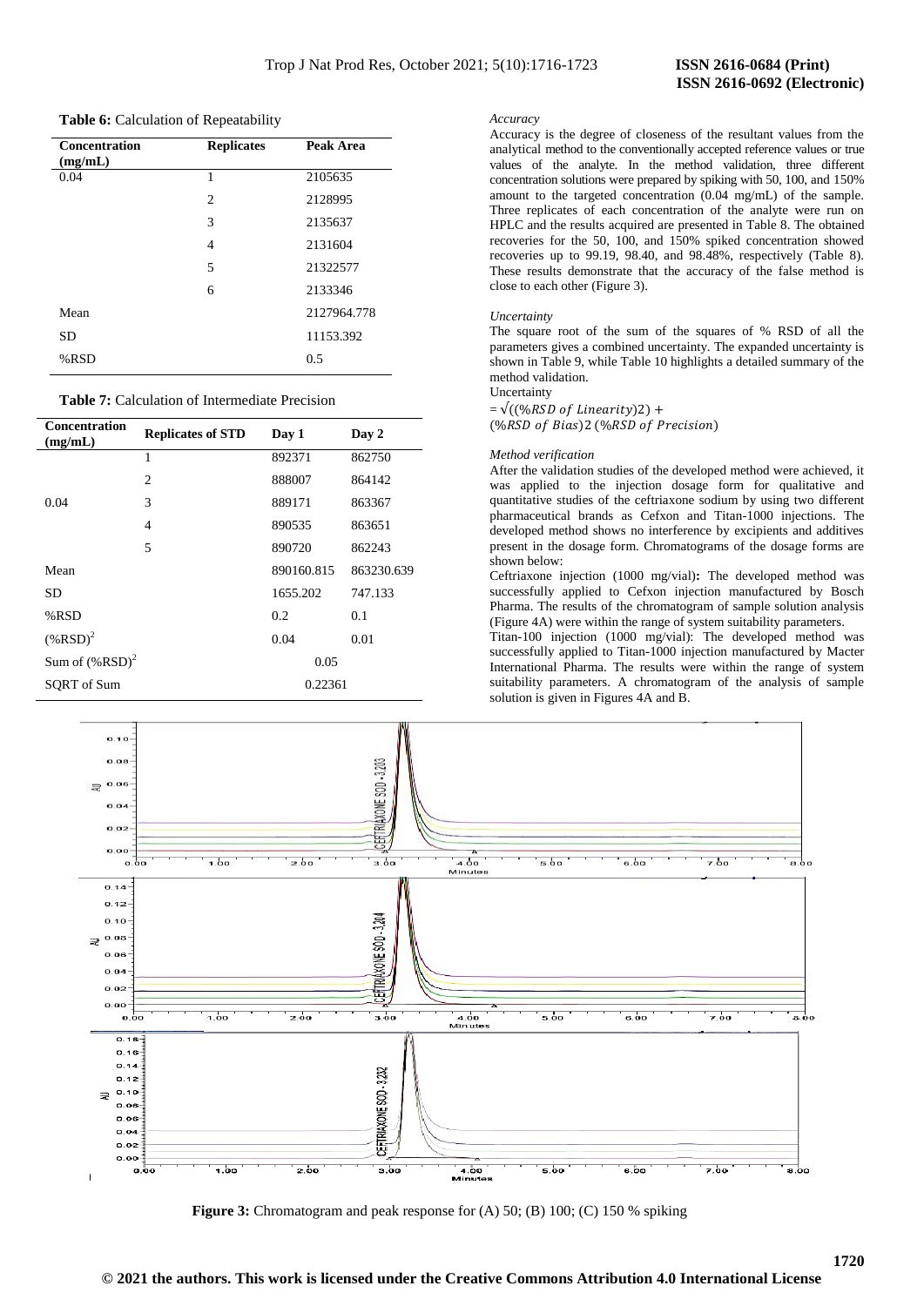**Table 6:** Calculation of Repeatability

| Concentration (mg/mL) | Replicates | Peak Area |
|---|---|---|
| 0.04 | 1 | 2105635 |
| | 2 | 2128995 |
| | 3 | 2135637 |
| | 4 | 2131604 |
| | 5 | 21322577 |
| | 6 | 2133346 |
| Mean | | 2127964.778 |
| SD | | 11153.392 |
| %RSD | | 0.5 |

**Table 7:** Calculation of Intermediate Precision

| Concentration (mg/mL) | Replicates of STD | Day 1 | Day 2 |
|---|---|---|---|
| | 1 | 892371 | 862750 |
| | 2 | 888007 | 864142 |
| 0.04 | 3 | 889171 | 863367 |
| | 4 | 890535 | 863651 |
| | 5 | 890720 | 862243 |
| Mean | | 890160.815 | 863230.639 |
| SD | | 1655.202 | 747.133 |
| %RSD | | 0.2 | 0.1 |
| $(\%RSD)^2$ | | 0.04 | 0.01 |
| Sum of $(\%RSD)^2$ | | 0.05 | |
| SQRT of Sum | | 0.22361 | |

*Accuracy*

Accuracy is the degree of closeness of the resultant values from the analytical method to the conventionally accepted reference values or true values of the analyte. In the method validation, three different concentration solutions were prepared by spiking with 50, 100, and 150% amount to the targeted concentration (0.04 mg/mL) of the sample. Three replicates of each concentration of the analyte were run on HPLC and the results acquired are presented in Table 8. The obtained recoveries for the 50, 100, and 150% spiked concentration showed recoveries up to 99.19, 98.40, and 98.48%, respectively (Table 8). These results demonstrate that the accuracy of the false method is close to each other (Figure 3).

*Uncertainty*

The square root of the sum of the squares of % RSD of all the parameters gives a combined uncertainty. The expanded uncertainty is shown in Table 9, while Table 10 highlights a detailed summary of the method validation.

Uncertainty

$= \sqrt{((\%RSD\ of\ Linearity)2) + (\%RSD\ of\ Bias)2\ (\%RSD\ of\ Precision)}$

*Method verification*

After the validation studies of the developed method were achieved, it was applied to the injection dosage form for qualitative and quantitative studies of the ceftriaxone sodium by using two different pharmaceutical brands as Cefxon and Titan-1000 injections. The developed method shows no interference by excipients and additives present in the dosage form. Chromatograms of the dosage forms are shown below:

Ceftriaxone injection (1000 mg/vial)**:** The developed method was successfully applied to Cefxon injection manufactured by Bosch Pharma. The results of the chromatogram of sample solution analysis (Figure 4A) were within the range of system suitability parameters.

Titan-100 injection (1000 mg/vial): The developed method was successfully applied to Titan-1000 injection manufactured by Macter International Pharma. The results were within the range of system suitability parameters. A chromatogram of the analysis of sample solution is given in Figures 4A and B.

**Figure 3:** Chromatogram and peak response for (A) 50; (B) 100; (C) 150 % spiking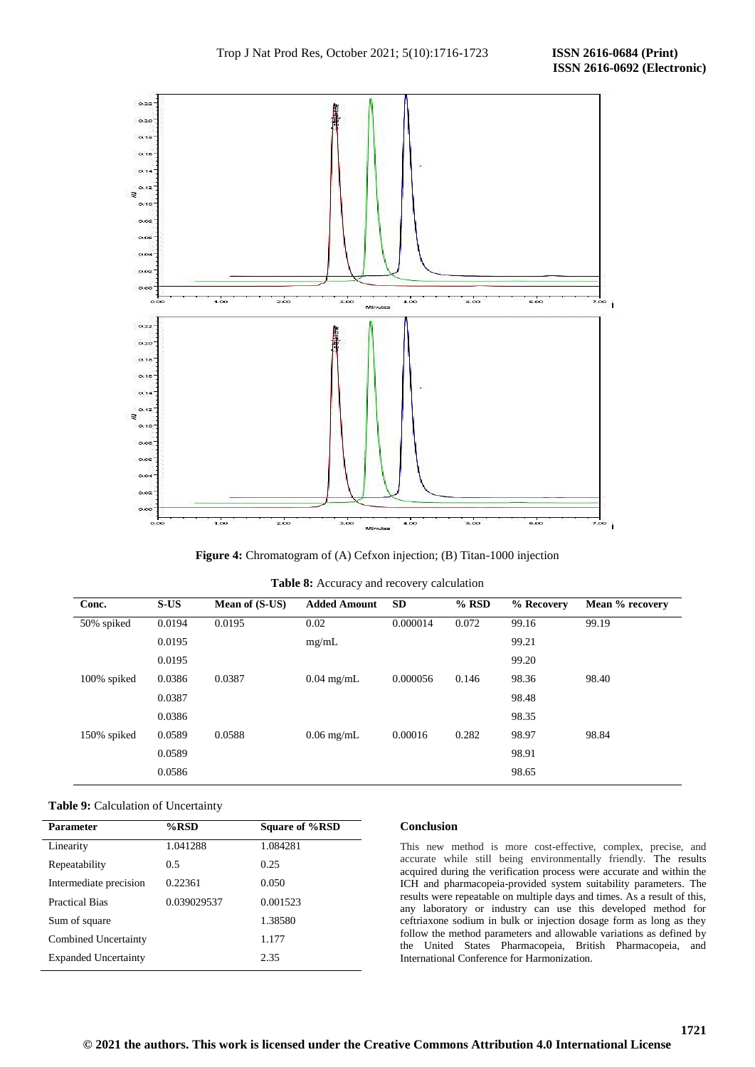**Figure 4:** Chromatogram of (A) Cefxon injection; (B) Titan-1000 injection

**Table 8:** Accuracy and recovery calculation

| Conc. | S-US | Mean of (S-US) | Added Amount | SD | % RSD | % Recovery | Mean % recovery |
|---|---|---|---|---|---|---|---|
| 50% spiked | 0.0194 | 0.0195 | 0.02 | 0.000014 | 0.072 | 99.16 | 99.19 |
| | 0.0195 | | mg/mL | | | 99.21 | |
| | 0.0195 | | | | | 99.20 | |
| 100% spiked | 0.0386 | 0.0387 | 0.04 mg/mL | 0.000056 | 0.146 | 98.36 | 98.40 |
| | 0.0387 | | | | | 98.48 | |
| | 0.0386 | | | | | 98.35 | |
| 150% spiked | 0.0589 | 0.0588 | 0.06 mg/mL | 0.00016 | 0.282 | 98.97 | 98.84 |
| | 0.0589 | | | | | 98.91 | |
| | 0.0586 | | | | | 98.65 | |

**Table 9:** Calculation of Uncertainty

| Parameter | %RSD | Square of %RSD |
|---|---|---|
| Linearity | 1.041288 | 1.084281 |
| Repeatability | 0.5 | 0.25 |
| Intermediate precision | 0.22361 | 0.050 |
| Practical Bias | 0.039029537 | 0.001523 |
| Sum of square | | 1.38580 |
| Combined Uncertainty | | 1.177 |
| Expanded Uncertainty | | 2.35 |

## Conclusion

This new method is more cost-effective, complex, precise, and accurate while still being environmentally friendly. The results acquired during the verification process were accurate and within the ICH and pharmacopeia-provided system suitability parameters. The results were repeatable on multiple days and times. As a result of this, any laboratory or industry can use this developed method for ceftriaxone sodium in bulk or injection dosage form as long as they follow the method parameters and allowable variations as defined by the United States Pharmacopeia, British Pharmacopeia, and International Conference for Harmonization.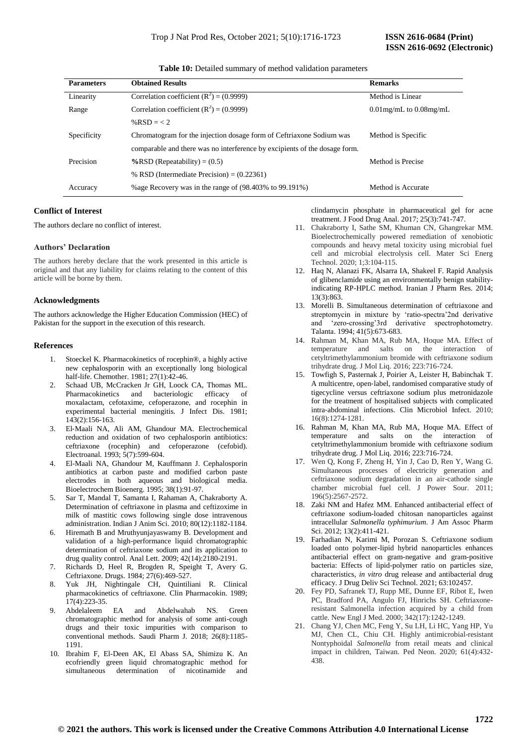**Table 10:** Detailed summary of method validation parameters

| Parameters | Obtained Results | Remarks |
|---|---|---|
| Linearity | Correlation coefficient ($R^2$) = (0.9999) | Method is Linear |
| Range | Correlation coefficient ($R^2$) = (0.9999)<br>%RSD = < 2 | 0.01mg/mL to 0.08mg/mL |
| Specificity | Chromatogram for the injection dosage form of Ceftriaxone Sodium was comparable and there was no interference by excipients of the dosage form. | Method is Specific |
| Precision | **%**RSD (Repeatability) = (0.5)<br>% RSD (Intermediate Precision) = (0.22361) | Method is Precise |
| Accuracy | %age Recovery was in the range of (98.403% to 99.191%) | Method is Accurate |

### Conflict of Interest

The authors declare no conflict of interest.

### Authors' Declaration

The authors hereby declare that the work presented in this article is original and that any liability for claims relating to the content of this article will be borne by them.

### Acknowledgments

The authors acknowledge the Higher Education Commission (HEC) of Pakistan for the support in the execution of this research.

### References

1. Stoeckel K. Pharmacokinetics of rocephin®, a highly active new cephalosporin with an exceptionally long biological half-life. Chemother. 1981; 27(1):42-46.
2. Schaad UB, McCracken Jr GH, Loock CA, Thomas ML. Pharmacokinetics and bacteriologic efficacy of moxalactam, cefotaxime, cefoperazone, and rocephin in experimental bacterial meningitis. J Infect Dis. 1981; 143(2):156-163.
3. El-Maali NA, Ali AM, Ghandour MA. Electrochemical reduction and oxidation of two cephalosporin antibiotics: ceftriaxone (rocephin) and cefoperazone (cefobid). Electroanal. 1993; 5(7):599-604.
4. El-Maali NA, Ghandour M, Kauffmann J. Cephalosporin antibiotics at carbon paste and modified carbon paste electrodes in both aqueous and biological media. Bioelectrochem Bioenerg. 1995; 38(1):91-97.
5. Sar T, Mandal T, Samanta I, Rahaman A, Chakraborty A. Determination of ceftriaxone in plasma and ceftizoxime in milk of mastitic cows following single dose intravenous administration. Indian J Anim Sci. 2010; 80(12):1182-1184.
6. Hiremath B and Mruthyunjayaswamy B. Development and validation of a high-performance liquid chromatographic determination of ceftriaxone sodium and its application to drug quality control. Anal Lett. 2009; 42(14):2180-2191.
7. Richards D, Heel R, Brogden R, Speight T, Avery G. Ceftriaxone. Drugs. 1984; 27(6):469-527.
8. Yuk JH, Nightingale CH, Quintiliani R. Clinical pharmacokinetics of ceftriaxone. Clin Pharmacokin. 1989; 17(4):223-35.
9. Abdelaleem EA and Abdelwahab NS. Green chromatographic method for analysis of some anti-cough drugs and their toxic impurities with comparison to conventional methods. Saudi Pharm J. 2018; 26(8):1185-1191.
10. Ibrahim F, El-Deen AK, El Abass SA, Shimizu K. An ecofriendly green liquid chromatographic method for simultaneous determination of nicotinamide and clindamycin phosphate in pharmaceutical gel for acne treatment. J Food Drug Anal. 2017; 25(3):741-747.
11. Chakraborty I, Sathe SM, Khuman CN, Ghangrekar MM. Bioelectrochemically powered remediation of xenobiotic compounds and heavy metal toxicity using microbial fuel cell and microbial electrolysis cell. Mater Sci Energ Technol. 2020; 1;3:104-115.
12. Haq N, Alanazi FK, Alsarra IA, Shakeel F. Rapid Analysis of glibenclamide using an environmentally benign stability-indicating RP-HPLC method. Iranian J Pharm Res. 2014; 13(3):863.
13. Morelli B. Simultaneous determination of ceftriaxone and streptomycin in mixture by 'ratio-spectra'2nd derivative and 'zero-crossing'3rd derivative spectrophotometry. Talanta. 1994; 41(5):673-683.
14. Rahman M, Khan MA, Rub MA, Hoque MA. Effect of temperature and salts on the interaction of cetyltrimethylammonium bromide with ceftriaxone sodium trihydrate drug. J Mol Liq. 2016; 223:716-724.
15. Towfigh S, Pasternak J, Poirier A, Leister H, Babinchak T. A multicentre, open-label, randomised comparative study of tigecycline versus ceftriaxone sodium plus metronidazole for the treatment of hospitalised subjects with complicated intra-abdominal infections. Clin Microbiol Infect. 2010; 16(8):1274-1281.
16. Rahman M, Khan MA, Rub MA, Hoque MA. Effect of temperature and salts on the interaction of cetyltrimethylammonium bromide with ceftriaxone sodium trihydrate drug. J Mol Liq. 2016; 223:716-724.
17. Wen Q, Kong F, Zheng H, Yin J, Cao D, Ren Y, Wang G. Simultaneous processes of electricity generation and ceftriaxone sodium degradation in an air-cathode single chamber microbial fuel cell. J Power Sour. 2011; 196(5):2567-2572.
18. Zaki NM and Hafez MM. Enhanced antibacterial effect of ceftriaxone sodium-loaded chitosan nanoparticles against intracellular *Salmonella typhimurium*. J Am Assoc Pharm Sci. 2012; 13(2):411-421.
19. Farhadian N, Karimi M, Porozan S. Ceftriaxone sodium loaded onto polymer-lipid hybrid nanoparticles enhances antibacterial effect on gram-negative and gram-positive bacteria: Effects of lipid-polymer ratio on particles size, characteristics, *in vitro* drug release and antibacterial drug efficacy. J Drug Deliv Sci Technol. 2021; 63:102457.
20. Fey PD, Safranek TJ, Rupp ME, Dunne EF, Ribot E, Iwen PC, Bradford PA, Angulo FJ, Hinrichs SH. Ceftriaxone-resistant Salmonella infection acquired by a child from cattle. New Engl J Med. 2000; 342(17):1242-1249.
21. Chang YJ, Chen MC, Feng Y, Su LH, Li HC, Yang HP, Yu MJ, Chen CL, Chiu CH. Highly antimicrobial-resistant Nontyphoidal *Salmonella* from retail meats and clinical impact in children, Taiwan. Ped Neon. 2020; 61(4):432-438.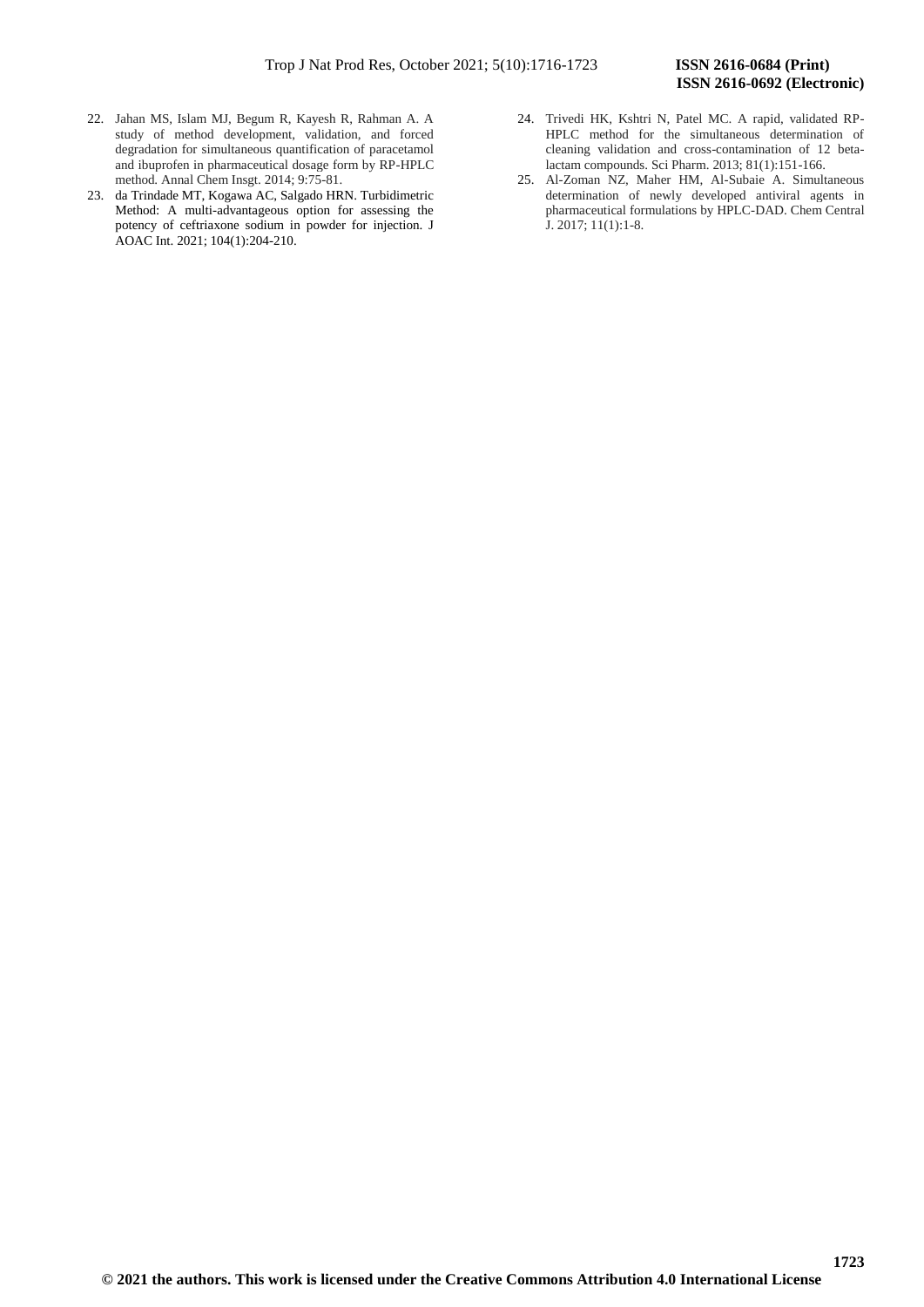22. Jahan MS, Islam MJ, Begum R, Kayesh R, Rahman A. A study of method development, validation, and forced degradation for simultaneous quantification of paracetamol and ibuprofen in pharmaceutical dosage form by RP-HPLC method. Annal Chem Insgt. 2014; 9:75-81.
23. da Trindade MT, Kogawa AC, Salgado HRN. Turbidimetric Method: A multi-advantageous option for assessing the potency of ceftriaxone sodium in powder for injection. J AOAC Int. 2021; 104(1):204-210.
24. Trivedi HK, Kshtri N, Patel MC. A rapid, validated RP-HPLC method for the simultaneous determination of cleaning validation and cross-contamination of 12 beta-lactam compounds. Sci Pharm. 2013; 81(1):151-166.
25. Al-Zoman NZ, Maher HM, Al-Subaie A. Simultaneous determination of newly developed antiviral agents in pharmaceutical formulations by HPLC-DAD. Chem Central J. 2017; 11(1):1-8.

**© 2021 the authors. This work is licensed under the Creative Commons Attribution 4.0 International License**